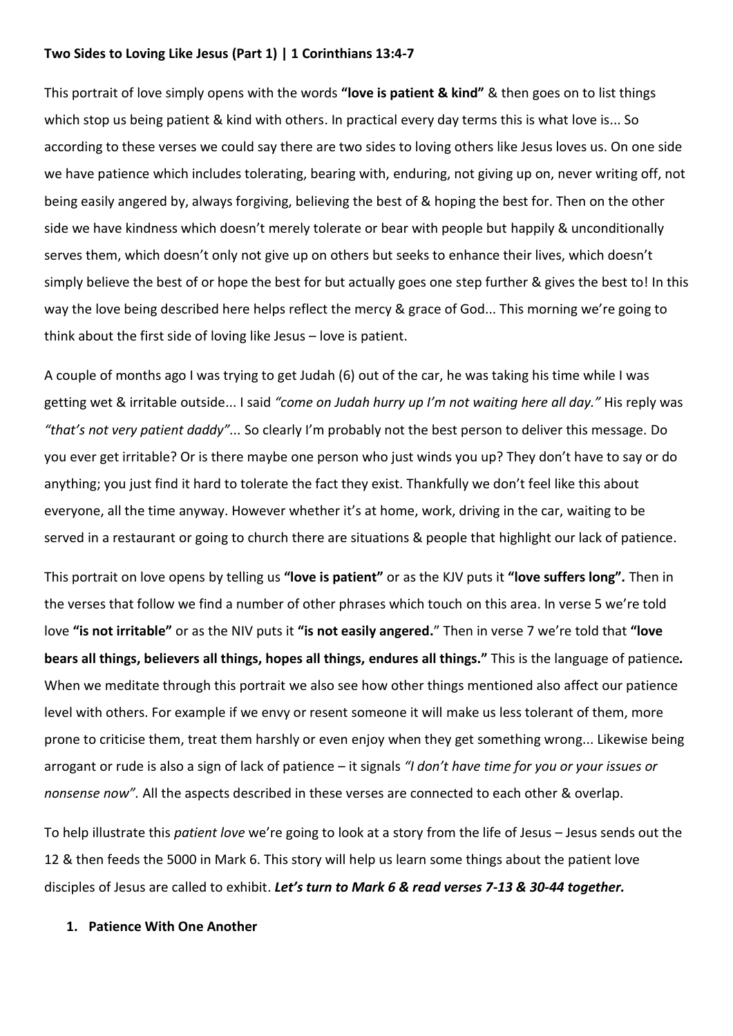**Two Sides to Loving Like Jesus (Part 1) | 1 Corinthians 13:4-7**

This portrait of love simply opens with the words **"love is patient & kind"** & then goes on to list things which stop us being patient & kind with others. In practical every day terms this is what love is... So according to these verses we could say there are two sides to loving others like Jesus loves us. On one side we have patience which includes tolerating, bearing with, enduring, not giving up on, never writing off, not being easily angered by, always forgiving, believing the best of & hoping the best for. Then on the other side we have kindness which doesn't merely tolerate or bear with people but happily & unconditionally serves them, which doesn't only not give up on others but seeks to enhance their lives, which doesn't simply believe the best of or hope the best for but actually goes one step further & gives the best to! In this way the love being described here helps reflect the mercy & grace of God... This morning we're going to think about the first side of loving like Jesus – love is patient.

A couple of months ago I was trying to get Judah (6) out of the car, he was taking his time while I was getting wet & irritable outside... I said *"come on Judah hurry up I'm not waiting here all day."* His reply was *"that's not very patient daddy"...* So clearly I'm probably not the best person to deliver this message. Do you ever get irritable? Or is there maybe one person who just winds you up? They don't have to say or do anything; you just find it hard to tolerate the fact they exist. Thankfully we don't feel like this about everyone, all the time anyway. However whether it's at home, work, driving in the car, waiting to be served in a restaurant or going to church there are situations & people that highlight our lack of patience.

This portrait on love opens by telling us **"love is patient"** or as the KJV puts it **"love suffers long"***.* Then in the verses that follow we find a number of other phrases which touch on this area. In verse 5 we're told love **"is not irritable"** or as the NIV puts it **"is not easily angered.**" Then in verse 7 we're told that **"love bears all things, believers all things, hopes all things, endures all things."** This is the language of patience***.*** When we meditate through this portrait we also see how other things mentioned also affect our patience level with others. For example if we envy or resent someone it will make us less tolerant of them, more prone to criticise them, treat them harshly or even enjoy when they get something wrong... Likewise being arrogant or rude is also a sign of lack of patience – it signals *"I don't have time for you or your issues or nonsense now".* All the aspects described in these verses are connected to each other & overlap.

To help illustrate this *patient love* we're going to look at a story from the life of Jesus – Jesus sends out the 12 & then feeds the 5000 in Mark 6. This story will help us learn some things about the patient love disciples of Jesus are called to exhibit. ***Let's turn to Mark 6 & read verses 7-13 & 30-44 together.***

1. **Patience With One Another**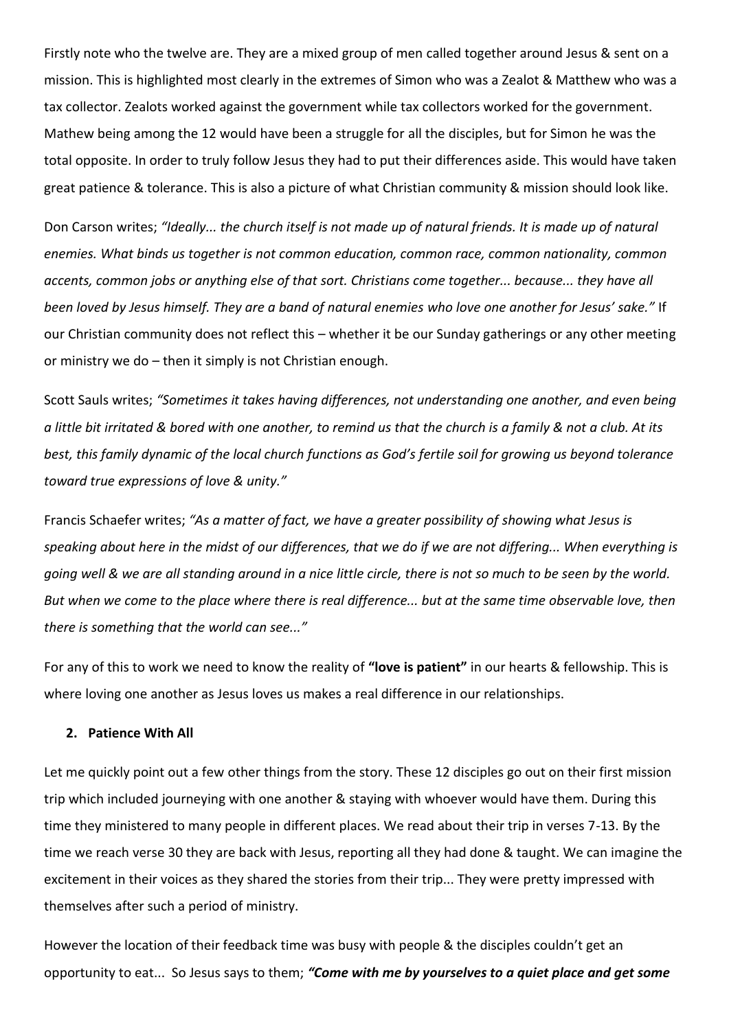Firstly note who the twelve are. They are a mixed group of men called together around Jesus & sent on a mission. This is highlighted most clearly in the extremes of Simon who was a Zealot & Matthew who was a tax collector. Zealots worked against the government while tax collectors worked for the government. Mathew being among the 12 would have been a struggle for all the disciples, but for Simon he was the total opposite. In order to truly follow Jesus they had to put their differences aside. This would have taken great patience & tolerance. This is also a picture of what Christian community & mission should look like.

Don Carson writes; *"Ideally... the church itself is not made up of natural friends. It is made up of natural enemies. What binds us together is not common education, common race, common nationality, common accents, common jobs or anything else of that sort. Christians come together... because... they have all been loved by Jesus himself. They are a band of natural enemies who love one another for Jesus' sake."* If our Christian community does not reflect this – whether it be our Sunday gatherings or any other meeting or ministry we do – then it simply is not Christian enough.

Scott Sauls writes; *"Sometimes it takes having differences, not understanding one another, and even being a little bit irritated & bored with one another, to remind us that the church is a family & not a club. At its best, this family dynamic of the local church functions as God's fertile soil for growing us beyond tolerance toward true expressions of love & unity."*

Francis Schaefer writes; *"As a matter of fact, we have a greater possibility of showing what Jesus is speaking about here in the midst of our differences, that we do if we are not differing... When everything is going well & we are all standing around in a nice little circle, there is not so much to be seen by the world. But when we come to the place where there is real difference... but at the same time observable love, then there is something that the world can see..."*

For any of this to work we need to know the reality of **"love is patient"** in our hearts & fellowship. This is where loving one another as Jesus loves us makes a real difference in our relationships.

### 2. Patience With All

Let me quickly point out a few other things from the story. These 12 disciples go out on their first mission trip which included journeying with one another & staying with whoever would have them. During this time they ministered to many people in different places. We read about their trip in verses 7-13. By the time we reach verse 30 they are back with Jesus, reporting all they had done & taught. We can imagine the excitement in their voices as they shared the stories from their trip... They were pretty impressed with themselves after such a period of ministry.

However the location of their feedback time was busy with people & the disciples couldn't get an opportunity to eat... So Jesus says to them; ***"Come with me by yourselves to a quiet place and get some***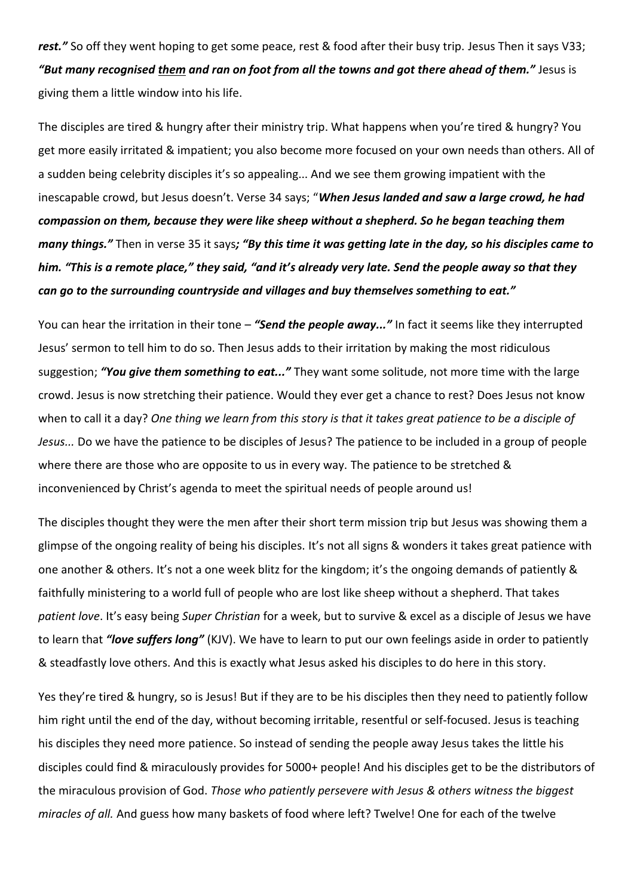***rest."*** So off they went hoping to get some peace, rest & food after their busy trip. Jesus Then it says V33; ***"But many recognised <u>them</u> and ran on foot from all the towns and got there ahead of them."*** Jesus is giving them a little window into his life.

The disciples are tired & hungry after their ministry trip. What happens when you're tired & hungry? You get more easily irritated & impatient; you also become more focused on your own needs than others. All of a sudden being celebrity disciples it's so appealing... And we see them growing impatient with the inescapable crowd, but Jesus doesn't. Verse 34 says; "***When Jesus landed and saw a large crowd, he had compassion on them, because they were like sheep without a shepherd. So he began teaching them many things."*** Then in verse 35 it says***; "By this time it was getting late in the day, so his disciples came to him. "This is a remote place," they said, "and it's already very late. Send the people away so that they can go to the surrounding countryside and villages and buy themselves something to eat."***

You can hear the irritation in their tone – ***"Send the people away..."*** In fact it seems like they interrupted Jesus' sermon to tell him to do so. Then Jesus adds to their irritation by making the most ridiculous suggestion; ***"You give them something to eat..."*** They want some solitude, not more time with the large crowd. Jesus is now stretching their patience. Would they ever get a chance to rest? Does Jesus not know when to call it a day? *One thing we learn from this story is that it takes great patience to be a disciple of Jesus...* Do we have the patience to be disciples of Jesus? The patience to be included in a group of people where there are those who are opposite to us in every way. The patience to be stretched & inconvenienced by Christ's agenda to meet the spiritual needs of people around us!

The disciples thought they were the men after their short term mission trip but Jesus was showing them a glimpse of the ongoing reality of being his disciples. It's not all signs & wonders it takes great patience with one another & others. It's not a one week blitz for the kingdom; it's the ongoing demands of patiently & faithfully ministering to a world full of people who are lost like sheep without a shepherd. That takes *patient love*. It's easy being *Super Christian* for a week, but to survive & excel as a disciple of Jesus we have to learn that ***"love suffers long"*** (KJV). We have to learn to put our own feelings aside in order to patiently & steadfastly love others. And this is exactly what Jesus asked his disciples to do here in this story.

Yes they're tired & hungry, so is Jesus! But if they are to be his disciples then they need to patiently follow him right until the end of the day, without becoming irritable, resentful or self-focused. Jesus is teaching his disciples they need more patience. So instead of sending the people away Jesus takes the little his disciples could find & miraculously provides for 5000+ people! And his disciples get to be the distributors of the miraculous provision of God. *Those who patiently persevere with Jesus & others witness the biggest miracles of all.* And guess how many baskets of food where left? Twelve! One for each of the twelve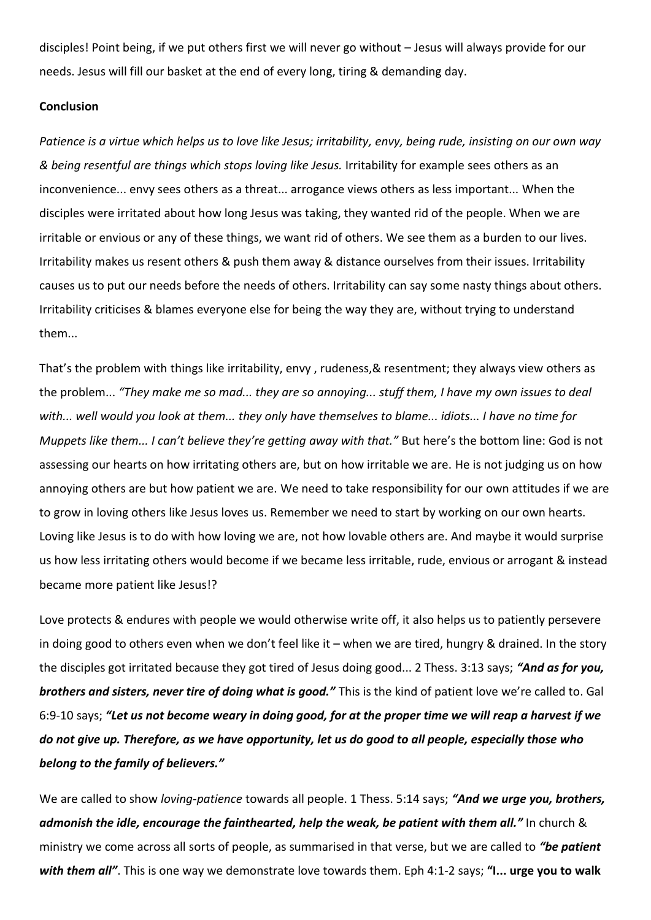disciples! Point being, if we put others first we will never go without – Jesus will always provide for our needs. Jesus will fill our basket at the end of every long, tiring & demanding day.

**Conclusion**

*Patience is a virtue which helps us to love like Jesus; irritability, envy, being rude, insisting on our own way & being resentful are things which stops loving like Jesus.* Irritability for example sees others as an inconvenience... envy sees others as a threat... arrogance views others as less important... When the disciples were irritated about how long Jesus was taking, they wanted rid of the people. When we are irritable or envious or any of these things, we want rid of others. We see them as a burden to our lives. Irritability makes us resent others & push them away & distance ourselves from their issues. Irritability causes us to put our needs before the needs of others. Irritability can say some nasty things about others. Irritability criticises & blames everyone else for being the way they are, without trying to understand them...

That's the problem with things like irritability, envy , rudeness,& resentment; they always view others as the problem... *"They make me so mad... they are so annoying... stuff them, I have my own issues to deal with... well would you look at them... they only have themselves to blame... idiots... I have no time for Muppets like them... I can't believe they're getting away with that."* But here's the bottom line: God is not assessing our hearts on how irritating others are, but on how irritable we are. He is not judging us on how annoying others are but how patient we are. We need to take responsibility for our own attitudes if we are to grow in loving others like Jesus loves us. Remember we need to start by working on our own hearts. Loving like Jesus is to do with how loving we are, not how lovable others are. And maybe it would surprise us how less irritating others would become if we became less irritable, rude, envious or arrogant & instead became more patient like Jesus!?

Love protects & endures with people we would otherwise write off, it also helps us to patiently persevere in doing good to others even when we don't feel like it – when we are tired, hungry & drained. In the story the disciples got irritated because they got tired of Jesus doing good... 2 Thess. 3:13 says; ***"And as for you, brothers and sisters, never tire of doing what is good."*** This is the kind of patient love we're called to. Gal 6:9-10 says; ***"Let us not become weary in doing good, for at the proper time we will reap a harvest if we do not give up. Therefore, as we have opportunity, let us do good to all people, especially those who belong to the family of believers."***

We are called to show *loving-patience* towards all people. 1 Thess. 5:14 says; ***"And we urge you, brothers, admonish the idle, encourage the fainthearted, help the weak, be patient with them all."*** In church & ministry we come across all sorts of people, as summarised in that verse, but we are called to ***"be patient with them all"***. This is one way we demonstrate love towards them. Eph 4:1-2 says; **"I... urge you to walk**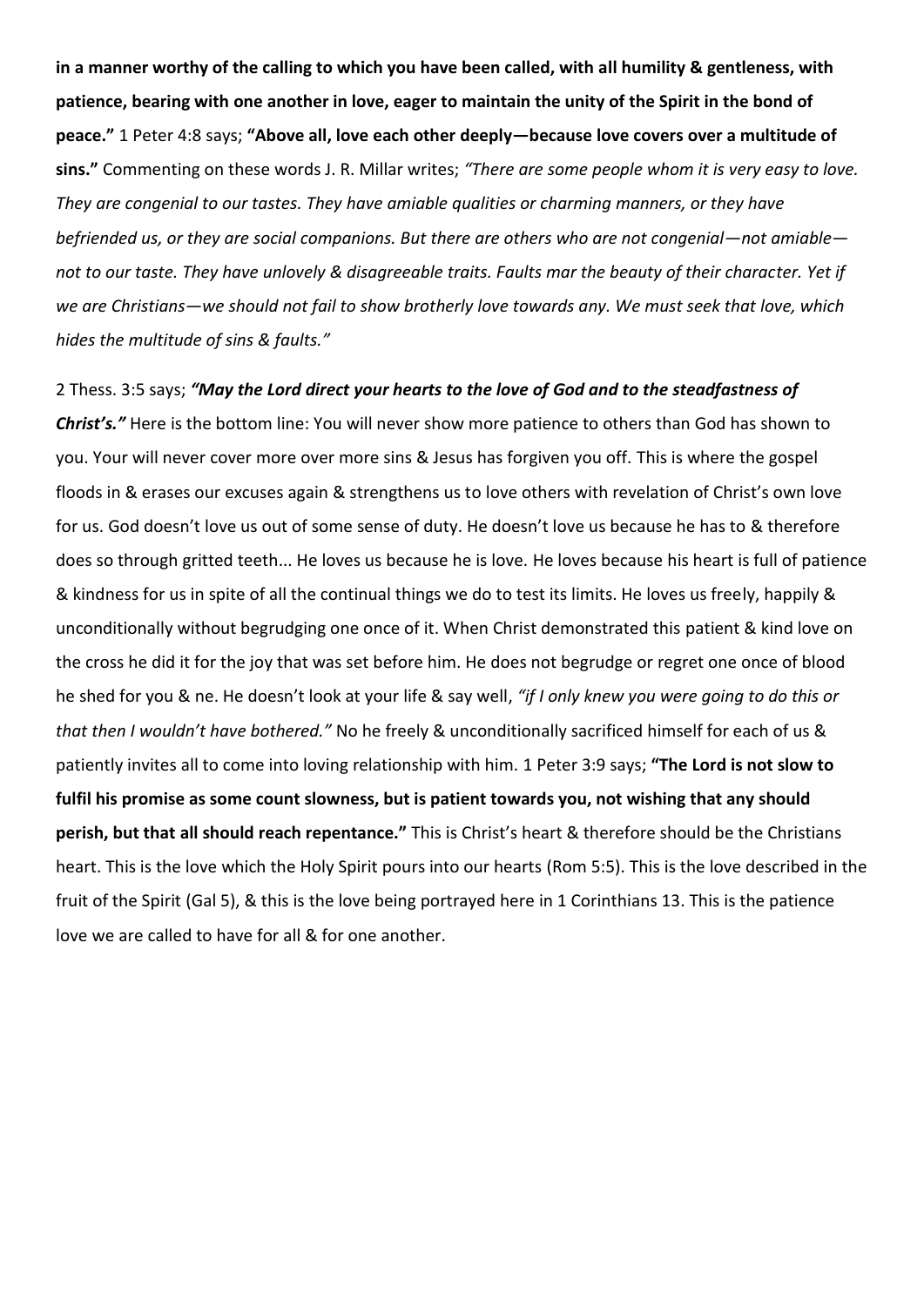**in a manner worthy of the calling to which you have been called, with all humility & gentleness, with patience, bearing with one another in love, eager to maintain the unity of the Spirit in the bond of peace."** 1 Peter 4:8 says; **"Above all, love each other deeply—because love covers over a multitude of sins."** Commenting on these words J. R. Millar writes; *"There are some people whom it is very easy to love. They are congenial to our tastes. They have amiable qualities or charming manners, or they have befriended us, or they are social companions. But there are others who are not congenial—not amiable—not to our taste. They have unlovely & disagreeable traits. Faults mar the beauty of their character. Yet if we are Christians—we should not fail to show brotherly love towards any. We must seek that love, which hides the multitude of sins & faults."*

2 Thess. 3:5 says; ***"May the Lord direct your hearts to the love of God and to the steadfastness of Christ's."*** Here is the bottom line: You will never show more patience to others than God has shown to you. Your will never cover more over more sins & Jesus has forgiven you off. This is where the gospel floods in & erases our excuses again & strengthens us to love others with revelation of Christ's own love for us. God doesn't love us out of some sense of duty. He doesn't love us because he has to & therefore does so through gritted teeth... He loves us because he is love. He loves because his heart is full of patience & kindness for us in spite of all the continual things we do to test its limits. He loves us freely, happily & unconditionally without begrudging one once of it. When Christ demonstrated this patient & kind love on the cross he did it for the joy that was set before him. He does not begrudge or regret one once of blood he shed for you & ne. He doesn't look at your life & say well, *"if I only knew you were going to do this or that then I wouldn't have bothered."* No he freely & unconditionally sacrificed himself for each of us & patiently invites all to come into loving relationship with him. 1 Peter 3:9 says; **"The Lord is not slow to fulfil his promise as some count slowness, but is patient towards you, not wishing that any should perish, but that all should reach repentance."** This is Christ's heart & therefore should be the Christians heart. This is the love which the Holy Spirit pours into our hearts (Rom 5:5). This is the love described in the fruit of the Spirit (Gal 5), & this is the love being portrayed here in 1 Corinthians 13. This is the patience love we are called to have for all & for one another.